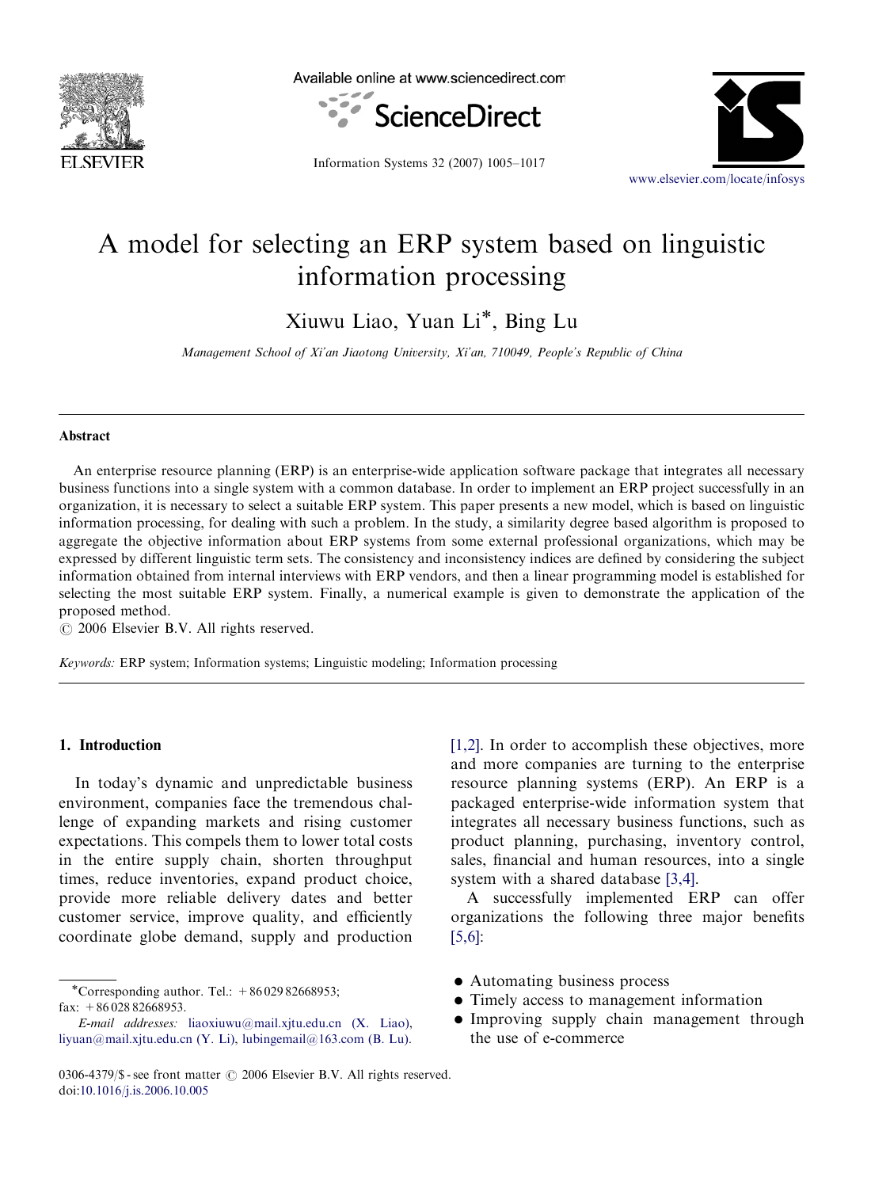# A model for selecting an ERP system based on linguistic information processing

Xiuwu Liao, Yuan Li*, Bing Lu

*Management School of Xi'an Jiaotong University, Xi'an, 710049, People's Republic of China*

---

### Abstract

An enterprise resource planning (ERP) is an enterprise-wide application software package that integrates all necessary business functions into a single system with a common database. In order to implement an ERP project successfully in an organization, it is necessary to select a suitable ERP system. This paper presents a new model, which is based on linguistic information processing, for dealing with such a problem. In the study, a similarity degree based algorithm is proposed to aggregate the objective information about ERP systems from some external professional organizations, which may be expressed by different linguistic term sets. The consistency and inconsistency indices are defined by considering the subject information obtained from internal interviews with ERP vendors, and then a linear programming model is established for selecting the most suitable ERP system. Finally, a numerical example is given to demonstrate the application of the proposed method.

© 2006 Elsevier B.V. All rights reserved.

*Keywords:* ERP system; Information systems; Linguistic modeling; Information processing

---

## 1. Introduction

In today's dynamic and unpredictable business environment, companies face the tremendous challenge of expanding markets and rising customer expectations. This compels them to lower total costs in the entire supply chain, shorten throughput times, reduce inventories, expand product choice, provide more reliable delivery dates and better customer service, improve quality, and efficiently coordinate globe demand, supply and production [1,2]. In order to accomplish these objectives, more and more companies are turning to the enterprise resource planning systems (ERP). An ERP is a packaged enterprise-wide information system that integrates all necessary business functions, such as product planning, purchasing, inventory control, sales, financial and human resources, into a single system with a shared database [3,4].

A successfully implemented ERP can offer organizations the following three major benefits [5,6]:

- Automating business process
- Timely access to management information
- Improving supply chain management through the use of e-commerce

---

*Corresponding author. Tel.: +86 029 82668953; fax: +86 028 82668953.

*E-mail addresses:* liaoxiuwu@mail.xjtu.edu.cn (X. Liao), liyuan@mail.xjtu.edu.cn (Y. Li), lubingemail@163.com (B. Lu).

0306-4379/$ - see front matter © 2006 Elsevier B.V. All rights reserved.
doi:10.1016/j.is.2006.10.005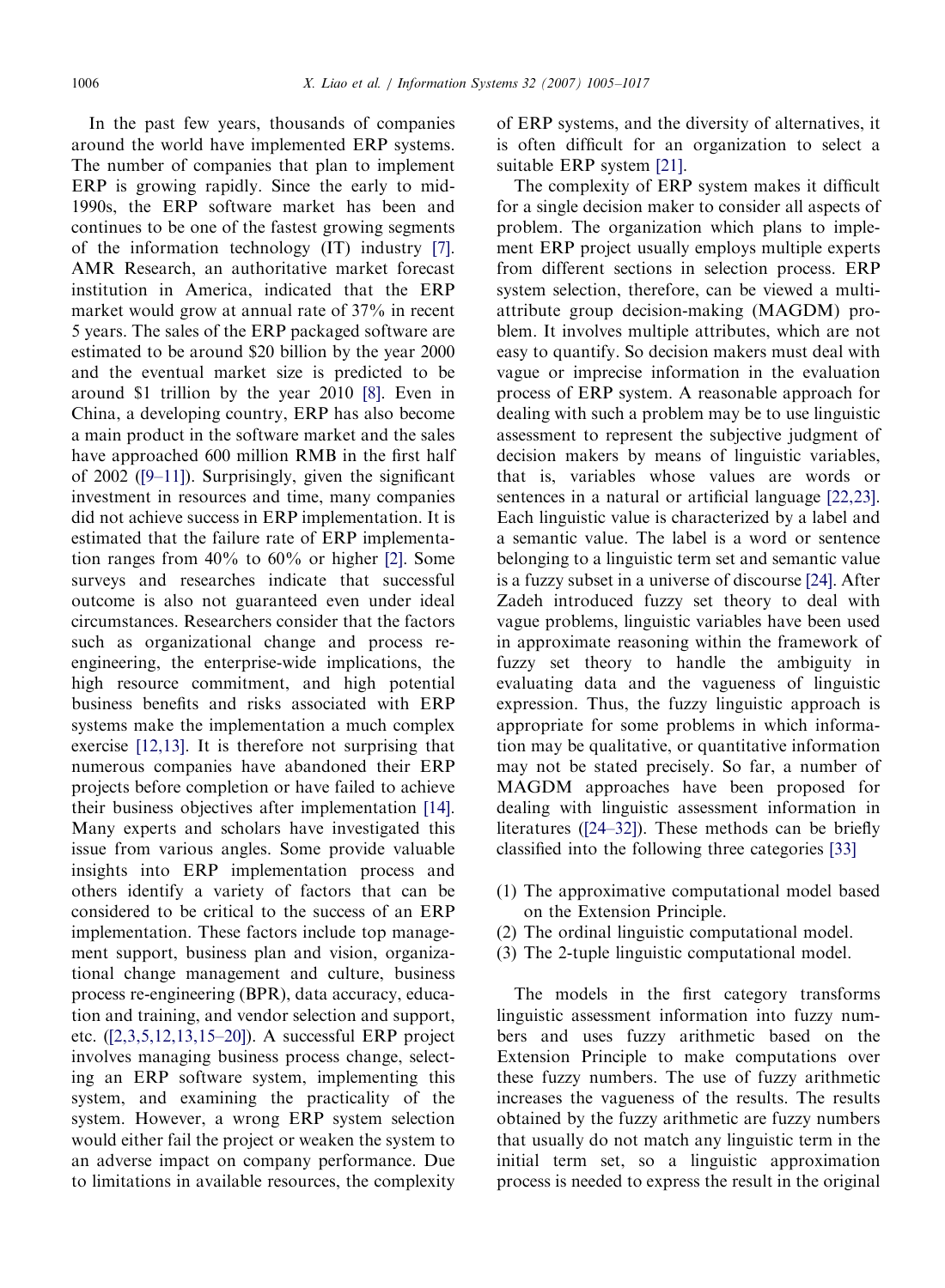In the past few years, thousands of companies around the world have implemented ERP systems. The number of companies that plan to implement ERP is growing rapidly. Since the early to mid-1990s, the ERP software market has been and continues to be one of the fastest growing segments of the information technology (IT) industry [7]. AMR Research, an authoritative market forecast institution in America, indicated that the ERP market would grow at annual rate of 37% in recent 5 years. The sales of the ERP packaged software are estimated to be around \$20 billion by the year 2000 and the eventual market size is predicted to be around \$1 trillion by the year 2010 [8]. Even in China, a developing country, ERP has also become a main product in the software market and the sales have approached 600 million RMB in the first half of 2002 ([9–11]). Surprisingly, given the significant investment in resources and time, many companies did not achieve success in ERP implementation. It is estimated that the failure rate of ERP implementation ranges from 40% to 60% or higher [2]. Some surveys and researches indicate that successful outcome is also not guaranteed even under ideal circumstances. Researchers consider that the factors such as organizational change and process re-engineering, the enterprise-wide implications, the high resource commitment, and high potential business benefits and risks associated with ERP systems make the implementation a much complex exercise [12,13]. It is therefore not surprising that numerous companies have abandoned their ERP projects before completion or have failed to achieve their business objectives after implementation [14]. Many experts and scholars have investigated this issue from various angles. Some provide valuable insights into ERP implementation process and others identify a variety of factors that can be considered to be critical to the success of an ERP implementation. These factors include top management support, business plan and vision, organizational change management and culture, business process re-engineering (BPR), data accuracy, education and training, and vendor selection and support, etc. ([2,3,5,12,13,15–20]). A successful ERP project involves managing business process change, selecting an ERP software system, implementing this system, and examining the practicality of the system. However, a wrong ERP system selection would either fail the project or weaken the system to an adverse impact on company performance. Due to limitations in available resources, the complexity of ERP systems, and the diversity of alternatives, it is often difficult for an organization to select a suitable ERP system [21].

The complexity of ERP system makes it difficult for a single decision maker to consider all aspects of problem. The organization which plans to implement ERP project usually employs multiple experts from different sections in selection process. ERP system selection, therefore, can be viewed a multi-attribute group decision-making (MAGDM) problem. It involves multiple attributes, which are not easy to quantify. So decision makers must deal with vague or imprecise information in the evaluation process of ERP system. A reasonable approach for dealing with such a problem may be to use linguistic assessment to represent the subjective judgment of decision makers by means of linguistic variables, that is, variables whose values are words or sentences in a natural or artificial language [22,23]. Each linguistic value is characterized by a label and a semantic value. The label is a word or sentence belonging to a linguistic term set and semantic value is a fuzzy subset in a universe of discourse [24]. After Zadeh introduced fuzzy set theory to deal with vague problems, linguistic variables have been used in approximate reasoning within the framework of fuzzy set theory to handle the ambiguity in evaluating data and the vagueness of linguistic expression. Thus, the fuzzy linguistic approach is appropriate for some problems in which information may be qualitative, or quantitative information may not be stated precisely. So far, a number of MAGDM approaches have been proposed for dealing with linguistic assessment information in literatures ([24–32]). These methods can be briefly classified into the following three categories [33]

(1) The approximative computational model based on the Extension Principle.
(2) The ordinal linguistic computational model.
(3) The 2-tuple linguistic computational model.

The models in the first category transforms linguistic assessment information into fuzzy numbers and uses fuzzy arithmetic based on the Extension Principle to make computations over these fuzzy numbers. The use of fuzzy arithmetic increases the vagueness of the results. The results obtained by the fuzzy arithmetic are fuzzy numbers that usually do not match any linguistic term in the initial term set, so a linguistic approximation process is needed to express the result in the original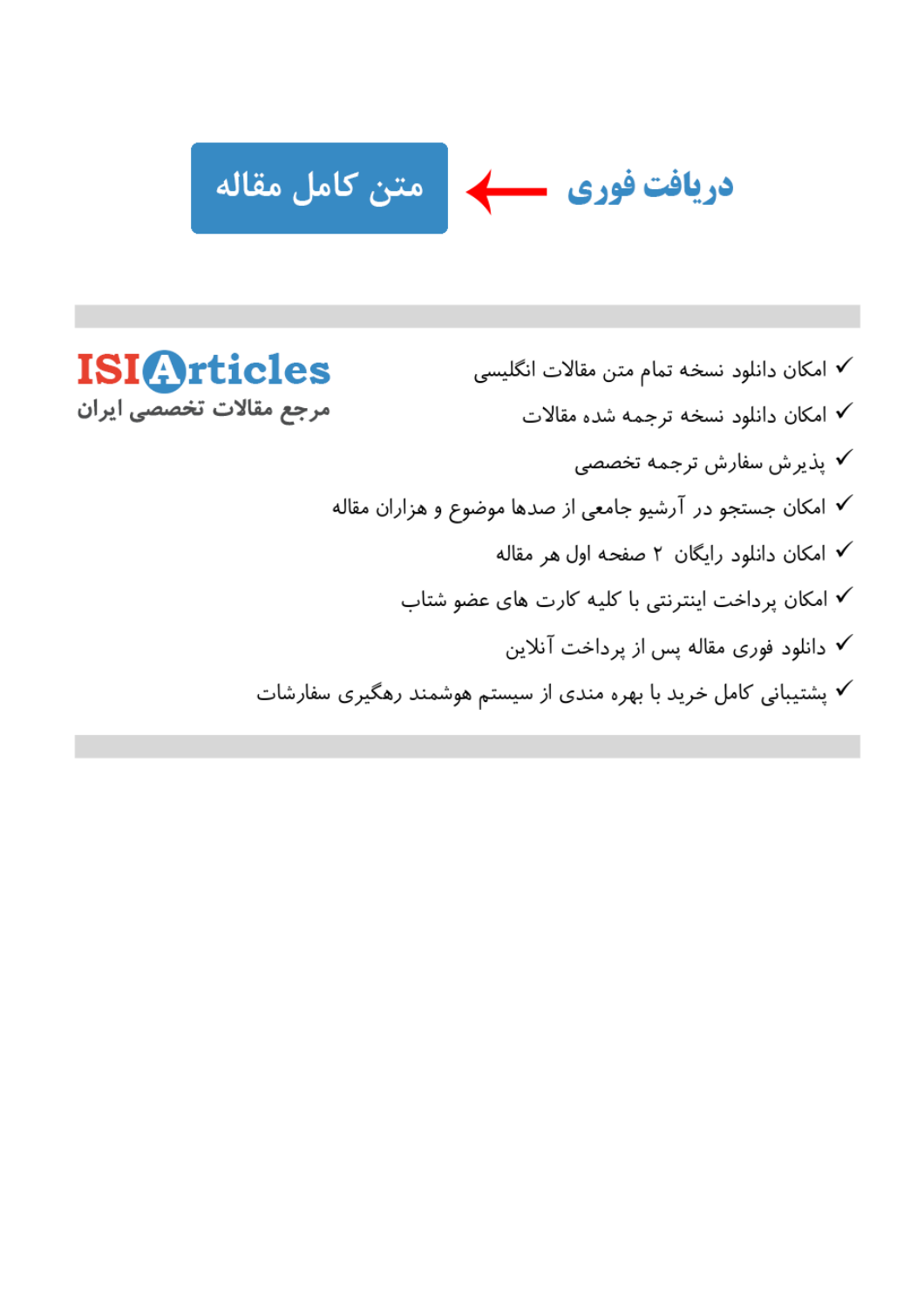دریافت فوری ← متن کامل مقاله

**ISIArticles**
مرجع مقالات تخصصی ایران

- ✓ امکان دانلود نسخه تمام متن مقالات انگلیسی
- ✓ امکان دانلود نسخه ترجمه شده مقالات
- ✓ پذیرش سفارش ترجمه تخصصی
- ✓ امکان جستجو در آرشیو جامعی از صدها موضوع و هزاران مقاله
- ✓ امکان دانلود رایگان ۲ صفحه اول هر مقاله
- ✓ امکان پرداخت اینترنتی با کلیه کارت های عضو شتاب
- ✓ دانلود فوری مقاله پس از پرداخت آنلاین
- ✓ پشتیبانی کامل خرید با بهره مندی از سیستم هوشمند رهگیری سفارشات